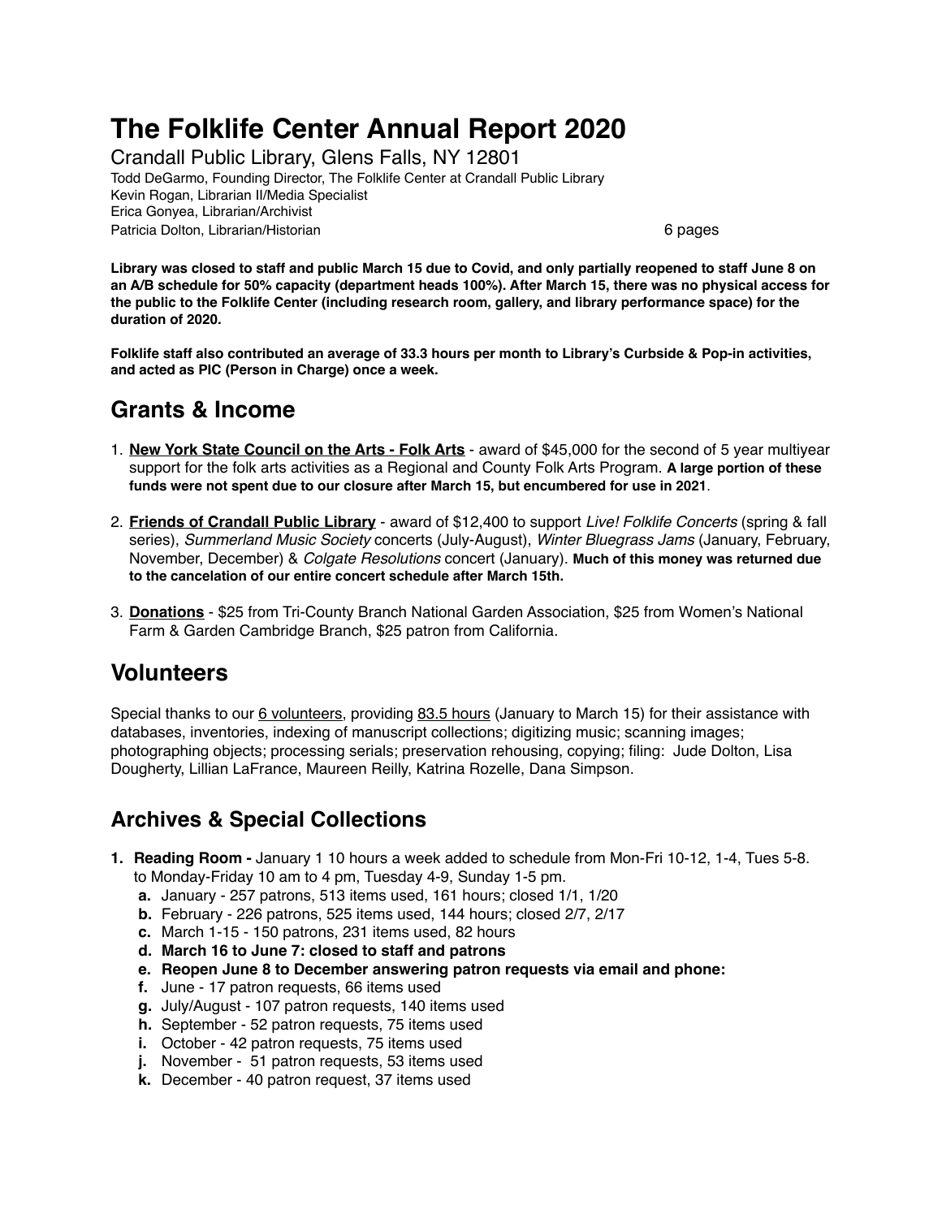# The Folklife Center Annual Report 2020

Crandall Public Library, Glens Falls, NY 12801

Todd DeGarmo, Founding Director, The Folklife Center at Crandall Public Library
Kevin Rogan, Librarian II/Media Specialist
Erica Gonyea, Librarian/Archivist
Patricia Dolton, Librarian/Historian 6 pages

**Library was closed to staff and public March 15 due to Covid, and only partially reopened to staff June 8 on an A/B schedule for 50% capacity (department heads 100%). After March 15, there was no physical access for the public to the Folklife Center (including research room, gallery, and library performance space) for the duration of 2020.**

**Folklife staff also contributed an average of 33.3 hours per month to Library's Curbside & Pop-in activities, and acted as PIC (Person in Charge) once a week.**

## Grants & Income

1. **New York State Council on the Arts - Folk Arts** - award of $45,000 for the second of 5 year multiyear support for the folk arts activities as a Regional and County Folk Arts Program. **A large portion of these funds were not spent due to our closure after March 15, but encumbered for use in 2021**.

2. **Friends of Crandall Public Library** - award of $12,400 to support *Live! Folklife Concerts* (spring & fall series), *Summerland Music Society* concerts (July-August), *Winter Bluegrass Jams* (January, February, November, December) & *Colgate Resolutions* concert (January). **Much of this money was returned due to the cancelation of our entire concert schedule after March 15th.**

3. **Donations** - $25 from Tri-County Branch National Garden Association, $25 from Women's National Farm & Garden Cambridge Branch, $25 patron from California.

## Volunteers

Special thanks to our 6 volunteers, providing 83.5 hours (January to March 15) for their assistance with databases, inventories, indexing of manuscript collections; digitizing music; scanning images; photographing objects; processing serials; preservation rehousing, copying; filing: Jude Dolton, Lisa Dougherty, Lillian LaFrance, Maureen Reilly, Katrina Rozelle, Dana Simpson.

## Archives & Special Collections

1. **Reading Room -** January 1 10 hours a week added to schedule from Mon-Fri 10-12, 1-4, Tues 5-8. to Monday-Friday 10 am to 4 pm, Tuesday 4-9, Sunday 1-5 pm.
   a. January - 257 patrons, 513 items used, 161 hours; closed 1/1, 1/20
   b. February - 226 patrons, 525 items used, 144 hours; closed 2/7, 2/17
   c. March 1-15 - 150 patrons, 231 items used, 82 hours
   d. **March 16 to June 7: closed to staff and patrons**
   e. **Reopen June 8 to December answering patron requests via email and phone:**
   f. June - 17 patron requests, 66 items used
   g. July/August - 107 patron requests, 140 items used
   h. September - 52 patron requests, 75 items used
   i. October - 42 patron requests, 75 items used
   j. November - 51 patron requests, 53 items used
   k. December - 40 patron request, 37 items used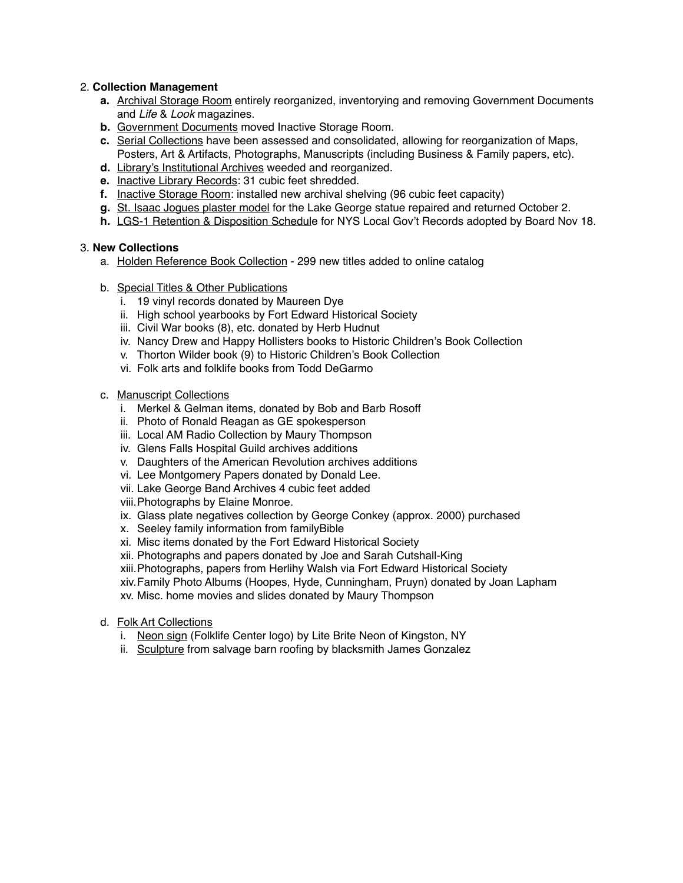2. **Collection Management**
    - **a.** Archival Storage Room entirely reorganized, inventorying and removing Government Documents and *Life* & *Look* magazines.
    - **b.** Government Documents moved Inactive Storage Room.
    - **c.** Serial Collections have been assessed and consolidated, allowing for reorganization of Maps, Posters, Art & Artifacts, Photographs, Manuscripts (including Business & Family papers, etc).
    - **d.** Library's Institutional Archives weeded and reorganized.
    - **e.** Inactive Library Records: 31 cubic feet shredded.
    - **f.** Inactive Storage Room: installed new archival shelving (96 cubic feet capacity)
    - **g.** St. Isaac Jogues plaster model for the Lake George statue repaired and returned October 2.
    - **h.** LGS-1 Retention & Disposition Schedule for NYS Local Gov't Records adopted by Board Nov 18.

3. **New Collections**
    - a. Holden Reference Book Collection - 299 new titles added to online catalog
    - b. Special Titles & Other Publications
        - i. 19 vinyl records donated by Maureen Dye
        - ii. High school yearbooks by Fort Edward Historical Society
        - iii. Civil War books (8), etc. donated by Herb Hudnut
        - iv. Nancy Drew and Happy Hollisters books to Historic Children's Book Collection
        - v. Thorton Wilder book (9) to Historic Children's Book Collection
        - vi. Folk arts and folklife books from Todd DeGarmo
    - c. Manuscript Collections
        - i. Merkel & Gelman items, donated by Bob and Barb Rosoff
        - ii. Photo of Ronald Reagan as GE spokesperson
        - iii. Local AM Radio Collection by Maury Thompson
        - iv. Glens Falls Hospital Guild archives additions
        - v. Daughters of the American Revolution archives additions
        - vi. Lee Montgomery Papers donated by Donald Lee.
        - vii. Lake George Band Archives 4 cubic feet added
        - viii. Photographs by Elaine Monroe.
        - ix. Glass plate negatives collection by George Conkey (approx. 2000) purchased
        - x. Seeley family information from familyBible
        - xi. Misc items donated by the Fort Edward Historical Society
        - xii. Photographs and papers donated by Joe and Sarah Cutshall-King
        - xiii. Photographs, papers from Herlihy Walsh via Fort Edward Historical Society
        - xiv. Family Photo Albums (Hoopes, Hyde, Cunningham, Pruyn) donated by Joan Lapham
        - xv. Misc. home movies and slides donated by Maury Thompson
    - d. Folk Art Collections
        - i. Neon sign (Folklife Center logo) by Lite Brite Neon of Kingston, NY
        - ii. Sculpture from salvage barn roofing by blacksmith James Gonzalez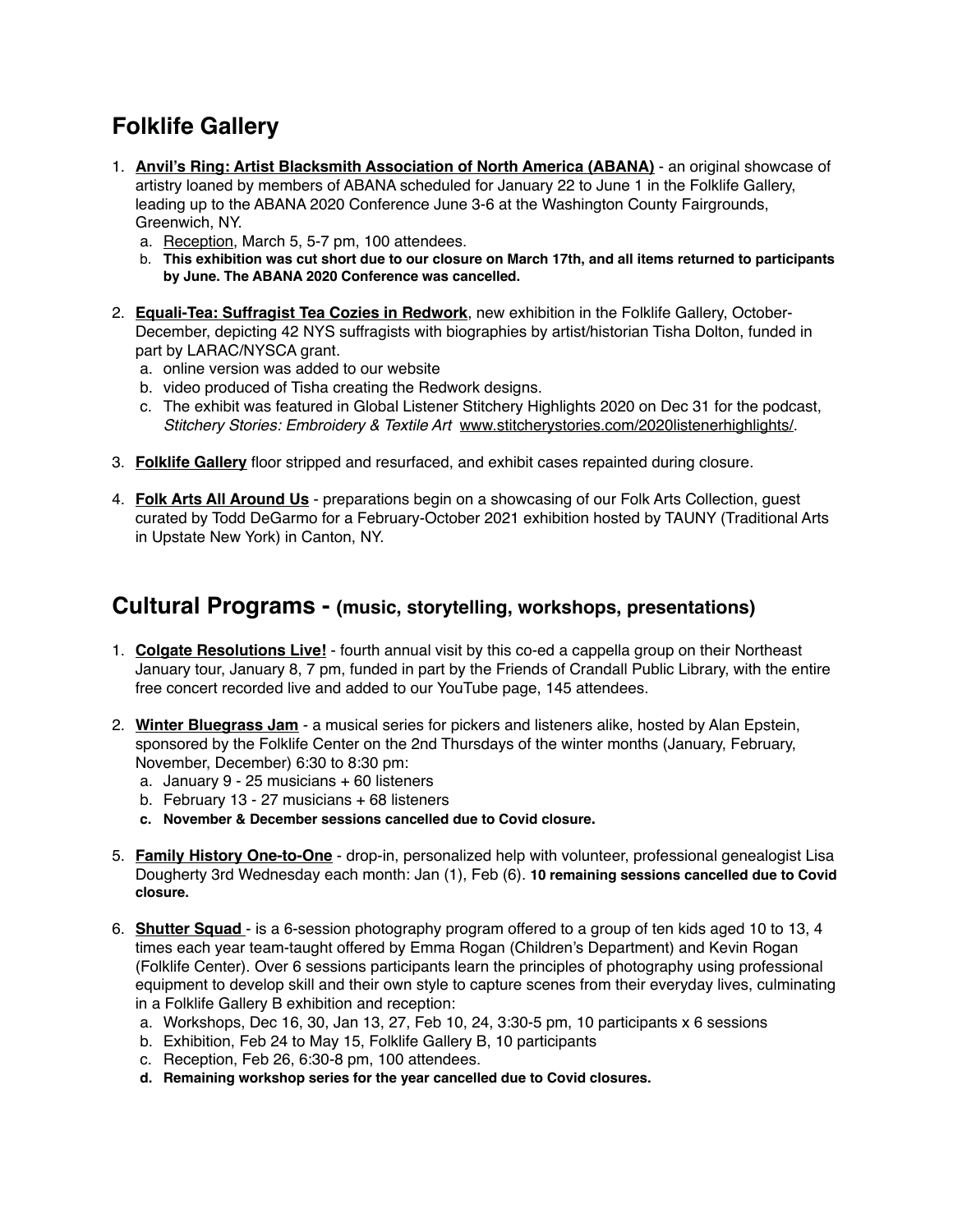## Folklife Gallery

1. **Anvil's Ring: Artist Blacksmith Association of North America (ABANA)** - an original showcase of artistry loaned by members of ABANA scheduled for January 22 to June 1 in the Folklife Gallery, leading up to the ABANA 2020 Conference June 3-6 at the Washington County Fairgrounds, Greenwich, NY.
   a. Reception, March 5, 5-7 pm, 100 attendees.
   b. **This exhibition was cut short due to our closure on March 17th, and all items returned to participants by June. The ABANA 2020 Conference was cancelled.**

2. **Equali-Tea: Suffragist Tea Cozies in Redwork**, new exhibition in the Folklife Gallery, October-December, depicting 42 NYS suffragists with biographies by artist/historian Tisha Dolton, funded in part by LARAC/NYSCA grant.
   a. online version was added to our website
   b. video produced of Tisha creating the Redwork designs.
   c. The exhibit was featured in Global Listener Stitchery Highlights 2020 on Dec 31 for the podcast, *Stitchery Stories: Embroidery & Textile Art* www.stitcherystories.com/2020listenerhighlights/.

3. **Folklife Gallery** floor stripped and resurfaced, and exhibit cases repainted during closure.

4. **Folk Arts All Around Us** - preparations begin on a showcasing of our Folk Arts Collection, guest curated by Todd DeGarmo for a February-October 2021 exhibition hosted by TAUNY (Traditional Arts in Upstate New York) in Canton, NY.

## Cultural Programs - (music, storytelling, workshops, presentations)

1. **Colgate Resolutions Live!** - fourth annual visit by this co-ed a cappella group on their Northeast January tour, January 8, 7 pm, funded in part by the Friends of Crandall Public Library, with the entire free concert recorded live and added to our YouTube page, 145 attendees.

2. **Winter Bluegrass Jam** - a musical series for pickers and listeners alike, hosted by Alan Epstein, sponsored by the Folklife Center on the 2nd Thursdays of the winter months (January, February, November, December) 6:30 to 8:30 pm:
   a. January 9 - 25 musicians + 60 listeners
   b. February 13 - 27 musicians + 68 listeners
   c. **November & December sessions cancelled due to Covid closure.**

5. **Family History One-to-One** - drop-in, personalized help with volunteer, professional genealogist Lisa Dougherty 3rd Wednesday each month: Jan (1), Feb (6). **10 remaining sessions cancelled due to Covid closure.**

6. **Shutter Squad** - is a 6-session photography program offered to a group of ten kids aged 10 to 13, 4 times each year team-taught offered by Emma Rogan (Children's Department) and Kevin Rogan (Folklife Center). Over 6 sessions participants learn the principles of photography using professional equipment to develop skill and their own style to capture scenes from their everyday lives, culminating in a Folklife Gallery B exhibition and reception:
   a. Workshops, Dec 16, 30, Jan 13, 27, Feb 10, 24, 3:30-5 pm, 10 participants x 6 sessions
   b. Exhibition, Feb 24 to May 15, Folklife Gallery B, 10 participants
   c. Reception, Feb 26, 6:30-8 pm, 100 attendees.
   d. **Remaining workshop series for the year cancelled due to Covid closures.**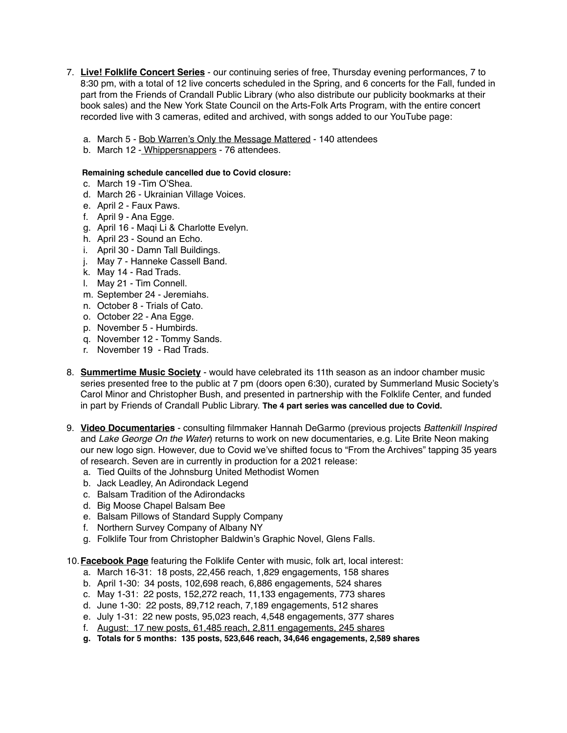7. **Live! Folklife Concert Series** - our continuing series of free, Thursday evening performances, 7 to 8:30 pm, with a total of 12 live concerts scheduled in the Spring, and 6 concerts for the Fall, funded in part from the Friends of Crandall Public Library (who also distribute our publicity bookmarks at their book sales) and the New York State Council on the Arts-Folk Arts Program, with the entire concert recorded live with 3 cameras, edited and archived, with songs added to our YouTube page:

    a. March 5 - Bob Warren's Only the Message Mattered - 140 attendees
    b. March 12 - Whippersnappers - 76 attendees.

    **Remaining schedule cancelled due to Covid closure:**

    c. March 19 -Tim O'Shea.
    d. March 26 - Ukrainian Village Voices.
    e. April 2 - Faux Paws.
    f. April 9 - Ana Egge.
    g. April 16 - Maqi Li & Charlotte Evelyn.
    h. April 23 - Sound an Echo.
    i. April 30 - Damn Tall Buildings.
    j. May 7 - Hanneke Cassell Band.
    k. May 14 - Rad Trads.
    l. May 21 - Tim Connell.
    m. September 24 - Jeremiahs.
    n. October 8 - Trials of Cato.
    o. October 22 - Ana Egge.
    p. November 5 - Humbirds.
    q. November 12 - Tommy Sands.
    r. November 19 - Rad Trads.

8. **Summertime Music Society** - would have celebrated its 11th season as an indoor chamber music series presented free to the public at 7 pm (doors open 6:30), curated by Summerland Music Society's Carol Minor and Christopher Bush, and presented in partnership with the Folklife Center, and funded in part by Friends of Crandall Public Library. **The 4 part series was cancelled due to Covid.**

9. **Video Documentaries** - consulting filmmaker Hannah DeGarmo (previous projects *Battenkill Inspired* and *Lake George On the Water*) returns to work on new documentaries, e.g. Lite Brite Neon making our new logo sign. However, due to Covid we've shifted focus to "From the Archives" tapping 35 years of research. Seven are in currently in production for a 2021 release:
    a. Tied Quilts of the Johnsburg United Methodist Women
    b. Jack Leadley, An Adirondack Legend
    c. Balsam Tradition of the Adirondacks
    d. Big Moose Chapel Balsam Bee
    e. Balsam Pillows of Standard Supply Company
    f. Northern Survey Company of Albany NY
    g. Folklife Tour from Christopher Baldwin's Graphic Novel, Glens Falls.

10. **Facebook Page** featuring the Folklife Center with music, folk art, local interest:
    a. March 16-31: 18 posts, 22,456 reach, 1,829 engagements, 158 shares
    b. April 1-30: 34 posts, 102,698 reach, 6,886 engagements, 524 shares
    c. May 1-31: 22 posts, 152,272 reach, 11,133 engagements, 773 shares
    d. June 1-30: 22 posts, 89,712 reach, 7,189 engagements, 512 shares
    e. July 1-31: 22 new posts, 95,023 reach, 4,548 engagements, 377 shares
    f. August: 17 new posts, 61,485 reach, 2,811 engagements, 245 shares
    g. **Totals for 5 months: 135 posts, 523,646 reach, 34,646 engagements, 2,589 shares**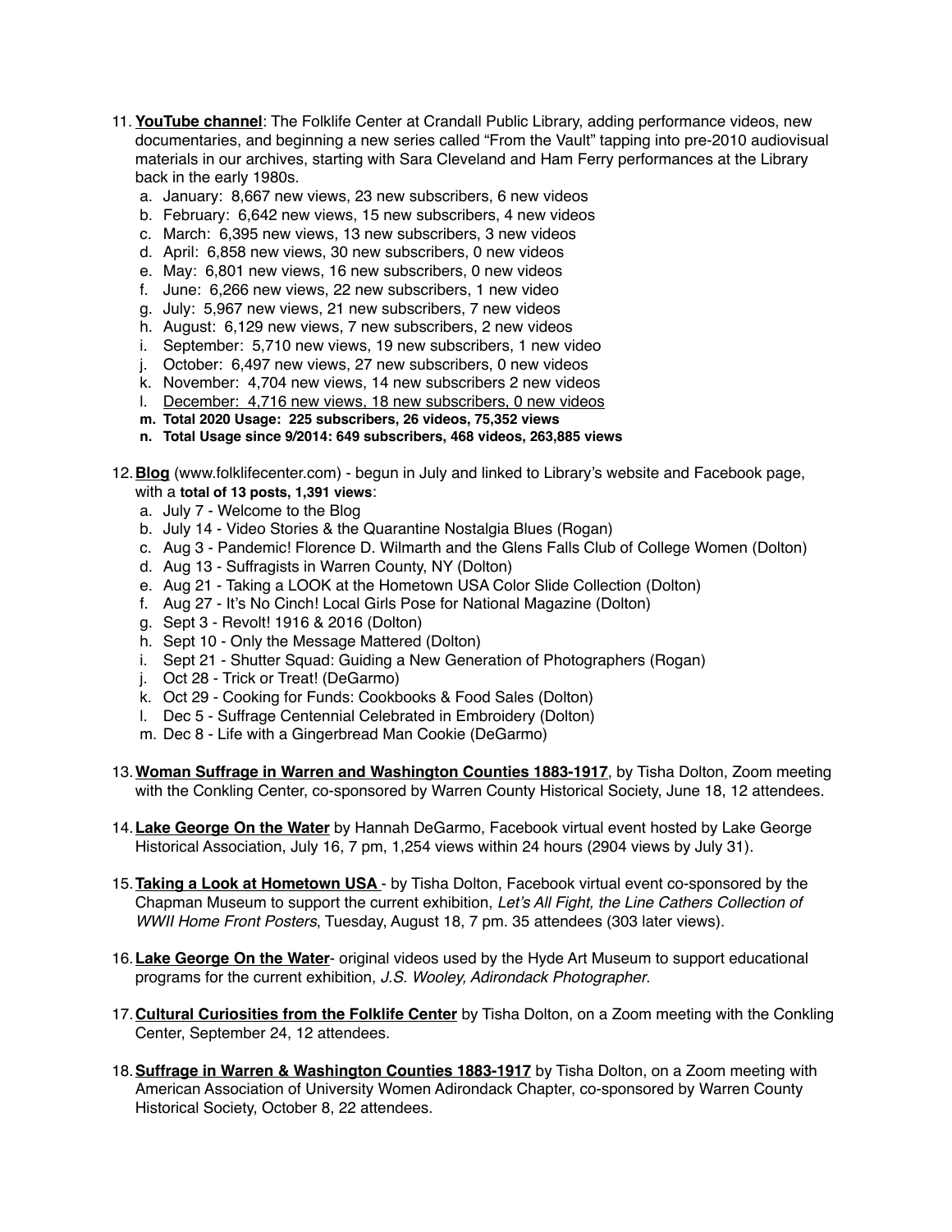11. **YouTube channel**: The Folklife Center at Crandall Public Library, adding performance videos, new documentaries, and beginning a new series called "From the Vault" tapping into pre-2010 audiovisual materials in our archives, starting with Sara Cleveland and Ham Ferry performances at the Library back in the early 1980s.
    a. January: 8,667 new views, 23 new subscribers, 6 new videos
    b. February: 6,642 new views, 15 new subscribers, 4 new videos
    c. March: 6,395 new views, 13 new subscribers, 3 new videos
    d. April: 6,858 new views, 30 new subscribers, 0 new videos
    e. May: 6,801 new views, 16 new subscribers, 0 new videos
    f. June: 6,266 new views, 22 new subscribers, 1 new video
    g. July: 5,967 new views, 21 new subscribers, 7 new videos
    h. August: 6,129 new views, 7 new subscribers, 2 new videos
    i. September: 5,710 new views, 19 new subscribers, 1 new video
    j. October: 6,497 new views, 27 new subscribers, 0 new videos
    k. November: 4,704 new views, 14 new subscribers 2 new videos
    l. December: 4,716 new views, 18 new subscribers, 0 new videos
    m. **Total 2020 Usage: 225 subscribers, 26 videos, 75,352 views**
    n. **Total Usage since 9/2014: 649 subscribers, 468 videos, 263,885 views**

12. **Blog** (www.folklifecenter.com) - begun in July and linked to Library's website and Facebook page, with a **total of 13 posts, 1,391 views**:
    a. July 7 - Welcome to the Blog
    b. July 14 - Video Stories & the Quarantine Nostalgia Blues (Rogan)
    c. Aug 3 - Pandemic! Florence D. Wilmarth and the Glens Falls Club of College Women (Dolton)
    d. Aug 13 - Suffragists in Warren County, NY (Dolton)
    e. Aug 21 - Taking a LOOK at the Hometown USA Color Slide Collection (Dolton)
    f. Aug 27 - It's No Cinch! Local Girls Pose for National Magazine (Dolton)
    g. Sept 3 - Revolt! 1916 & 2016 (Dolton)
    h. Sept 10 - Only the Message Mattered (Dolton)
    i. Sept 21 - Shutter Squad: Guiding a New Generation of Photographers (Rogan)
    j. Oct 28 - Trick or Treat! (DeGarmo)
    k. Oct 29 - Cooking for Funds: Cookbooks & Food Sales (Dolton)
    l. Dec 5 - Suffrage Centennial Celebrated in Embroidery (Dolton)
    m. Dec 8 - Life with a Gingerbread Man Cookie (DeGarmo)

13. **Woman Suffrage in Warren and Washington Counties 1883-1917**, by Tisha Dolton, Zoom meeting with the Conkling Center, co-sponsored by Warren County Historical Society, June 18, 12 attendees.

14. **Lake George On the Water** by Hannah DeGarmo, Facebook virtual event hosted by Lake George Historical Association, July 16, 7 pm, 1,254 views within 24 hours (2904 views by July 31).

15. **Taking a Look at Hometown USA** - by Tisha Dolton, Facebook virtual event co-sponsored by the Chapman Museum to support the current exhibition, *Let's All Fight, the Line Cathers Collection of WWII Home Front Posters*, Tuesday, August 18, 7 pm. 35 attendees (303 later views).

16. **Lake George On the Water**- original videos used by the Hyde Art Museum to support educational programs for the current exhibition, *J.S. Wooley, Adirondack Photographer*.

17. **Cultural Curiosities from the Folklife Center** by Tisha Dolton, on a Zoom meeting with the Conkling Center, September 24, 12 attendees.

18. **Suffrage in Warren & Washington Counties 1883-1917** by Tisha Dolton, on a Zoom meeting with American Association of University Women Adirondack Chapter, co-sponsored by Warren County Historical Society, October 8, 22 attendees.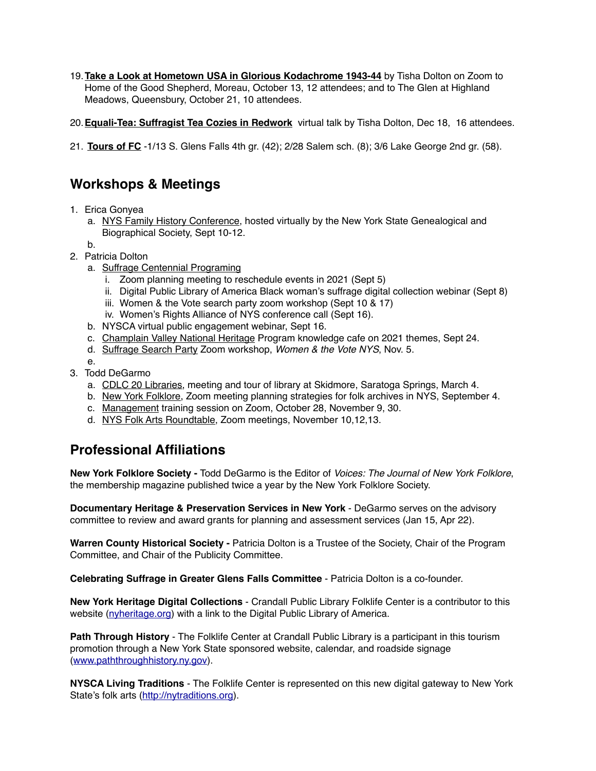19. **Take a Look at Hometown USA in Glorious Kodachrome 1943-44** by Tisha Dolton on Zoom to Home of the Good Shepherd, Moreau, October 13, 12 attendees; and to The Glen at Highland Meadows, Queensbury, October 21, 10 attendees.

20. **Equali-Tea: Suffragist Tea Cozies in Redwork** virtual talk by Tisha Dolton, Dec 18, 16 attendees.

21. **Tours of FC** -1/13 S. Glens Falls 4th gr. (42); 2/28 Salem sch. (8); 3/6 Lake George 2nd gr. (58).

## Workshops & Meetings

1. Erica Gonyea
   a. NYS Family History Conference, hosted virtually by the New York State Genealogical and Biographical Society, Sept 10-12.
   b.
2. Patricia Dolton
   a. Suffrage Centennial Programing
      i. Zoom planning meeting to reschedule events in 2021 (Sept 5)
      ii. Digital Public Library of America Black woman's suffrage digital collection webinar (Sept 8)
      iii. Women & the Vote search party zoom workshop (Sept 10 & 17)
      iv. Women's Rights Alliance of NYS conference call (Sept 16).
   b. NYSCA virtual public engagement webinar, Sept 16.
   c. Champlain Valley National Heritage Program knowledge cafe on 2021 themes, Sept 24.
   d. Suffrage Search Party Zoom workshop, *Women & the Vote NYS*, Nov. 5.
   e.
3. Todd DeGarmo
   a. CDLC 20 Libraries, meeting and tour of library at Skidmore, Saratoga Springs, March 4.
   b. New York Folklore, Zoom meeting planning strategies for folk archives in NYS, September 4.
   c. Management training session on Zoom, October 28, November 9, 30.
   d. NYS Folk Arts Roundtable, Zoom meetings, November 10,12,13.

## Professional Affiliations

**New York Folklore Society -** Todd DeGarmo is the Editor of *Voices: The Journal of New York Folklore*, the membership magazine published twice a year by the New York Folklore Society.

**Documentary Heritage & Preservation Services in New York** - DeGarmo serves on the advisory committee to review and award grants for planning and assessment services (Jan 15, Apr 22).

**Warren County Historical Society -** Patricia Dolton is a Trustee of the Society, Chair of the Program Committee, and Chair of the Publicity Committee.

**Celebrating Suffrage in Greater Glens Falls Committee** - Patricia Dolton is a co-founder.

**New York Heritage Digital Collections** - Crandall Public Library Folklife Center is a contributor to this website (nyheritage.org) with a link to the Digital Public Library of America.

**Path Through History** - The Folklife Center at Crandall Public Library is a participant in this tourism promotion through a New York State sponsored website, calendar, and roadside signage (www.paththroughhistory.ny.gov).

**NYSCA Living Traditions** - The Folklife Center is represented on this new digital gateway to New York State's folk arts (http://nytraditions.org).